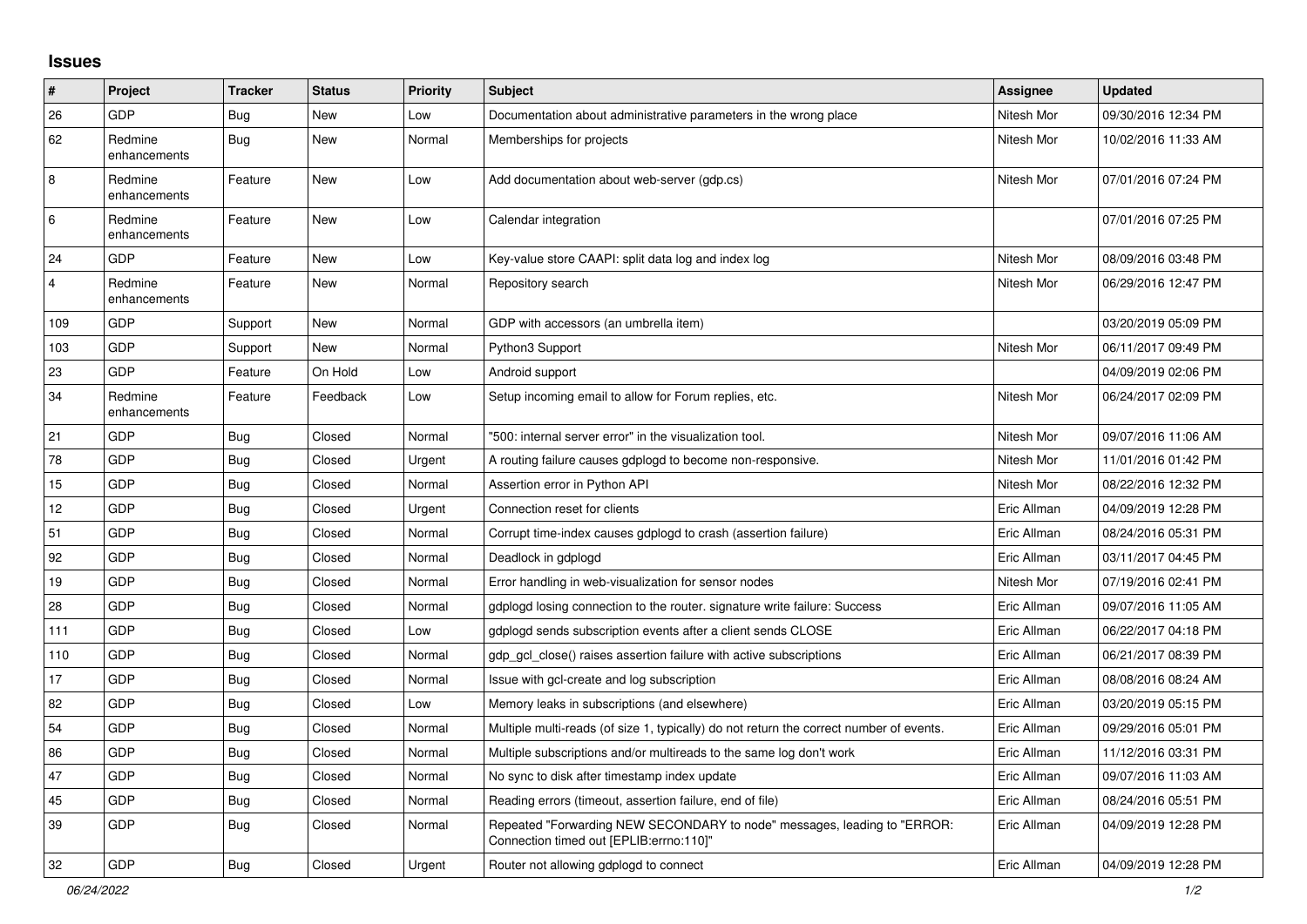## Issues

| # | Project | Tracker | Status | Priority | Subject | Assignee | Updated |
|---|---|---|---|---|---|---|---|
| 26 | GDP | Bug | New | Low | Documentation about administrative parameters in the wrong place | Nitesh Mor | 09/30/2016 12:34 PM |
| 62 | Redmine enhancements | Bug | New | Normal | Memberships for projects | Nitesh Mor | 10/02/2016 11:33 AM |
| 8 | Redmine enhancements | Feature | New | Low | Add documentation about web-server (gdp.cs) | Nitesh Mor | 07/01/2016 07:24 PM |
| 6 | Redmine enhancements | Feature | New | Low | Calendar integration | | 07/01/2016 07:25 PM |
| 24 | GDP | Feature | New | Low | Key-value store CAAPI: split data log and index log | Nitesh Mor | 08/09/2016 03:48 PM |
| 4 | Redmine enhancements | Feature | New | Normal | Repository search | Nitesh Mor | 06/29/2016 12:47 PM |
| 109 | GDP | Support | New | Normal | GDP with accessors (an umbrella item) | | 03/20/2019 05:09 PM |
| 103 | GDP | Support | New | Normal | Python3 Support | Nitesh Mor | 06/11/2017 09:49 PM |
| 23 | GDP | Feature | On Hold | Low | Android support | | 04/09/2019 02:06 PM |
| 34 | Redmine enhancements | Feature | Feedback | Low | Setup incoming email to allow for Forum replies, etc. | Nitesh Mor | 06/24/2017 02:09 PM |
| 21 | GDP | Bug | Closed | Normal | "500: internal server error" in the visualization tool. | Nitesh Mor | 09/07/2016 11:06 AM |
| 78 | GDP | Bug | Closed | Urgent | A routing failure causes gdplogd to become non-responsive. | Nitesh Mor | 11/01/2016 01:42 PM |
| 15 | GDP | Bug | Closed | Normal | Assertion error in Python API | Nitesh Mor | 08/22/2016 12:32 PM |
| 12 | GDP | Bug | Closed | Urgent | Connection reset for clients | Eric Allman | 04/09/2019 12:28 PM |
| 51 | GDP | Bug | Closed | Normal | Corrupt time-index causes gdplogd to crash (assertion failure) | Eric Allman | 08/24/2016 05:31 PM |
| 92 | GDP | Bug | Closed | Normal | Deadlock in gdplogd | Eric Allman | 03/11/2017 04:45 PM |
| 19 | GDP | Bug | Closed | Normal | Error handling in web-visualization for sensor nodes | Nitesh Mor | 07/19/2016 02:41 PM |
| 28 | GDP | Bug | Closed | Normal | gdplogd losing connection to the router. signature write failure: Success | Eric Allman | 09/07/2016 11:05 AM |
| 111 | GDP | Bug | Closed | Low | gdplogd sends subscription events after a client sends CLOSE | Eric Allman | 06/22/2017 04:18 PM |
| 110 | GDP | Bug | Closed | Normal | gdp_gcl_close() raises assertion failure with active subscriptions | Eric Allman | 06/21/2017 08:39 PM |
| 17 | GDP | Bug | Closed | Normal | Issue with gcl-create and log subscription | Eric Allman | 08/08/2016 08:24 AM |
| 82 | GDP | Bug | Closed | Low | Memory leaks in subscriptions (and elsewhere) | Eric Allman | 03/20/2019 05:15 PM |
| 54 | GDP | Bug | Closed | Normal | Multiple multi-reads (of size 1, typically) do not return the correct number of events. | Eric Allman | 09/29/2016 05:01 PM |
| 86 | GDP | Bug | Closed | Normal | Multiple subscriptions and/or multireads to the same log don't work | Eric Allman | 11/12/2016 03:31 PM |
| 47 | GDP | Bug | Closed | Normal | No sync to disk after timestamp index update | Eric Allman | 09/07/2016 11:03 AM |
| 45 | GDP | Bug | Closed | Normal | Reading errors (timeout, assertion failure, end of file) | Eric Allman | 08/24/2016 05:51 PM |
| 39 | GDP | Bug | Closed | Normal | Repeated "Forwarding NEW SECONDARY to node" messages, leading to "ERROR: Connection timed out [EPLIB:errno:110]" | Eric Allman | 04/09/2019 12:28 PM |
| 32 | GDP | Bug | Closed | Urgent | Router not allowing gdplogd to connect | Eric Allman | 04/09/2019 12:28 PM |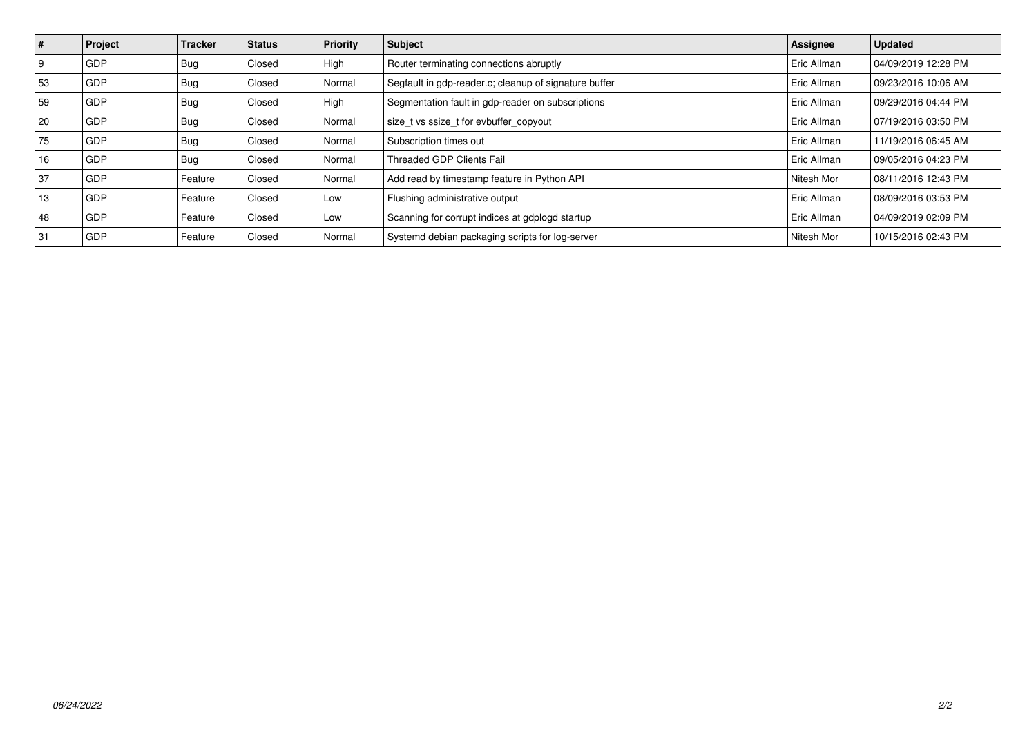| # | Project | Tracker | Status | Priority | Subject | Assignee | Updated |
|---|---|---|---|---|---|---|---|
| 9 | GDP | Bug | Closed | High | Router terminating connections abruptly | Eric Allman | 04/09/2019 12:28 PM |
| 53 | GDP | Bug | Closed | Normal | Segfault in gdp-reader.c; cleanup of signature buffer | Eric Allman | 09/23/2016 10:06 AM |
| 59 | GDP | Bug | Closed | High | Segmentation fault in gdp-reader on subscriptions | Eric Allman | 09/29/2016 04:44 PM |
| 20 | GDP | Bug | Closed | Normal | size_t vs ssize_t for evbuffer_copyout | Eric Allman | 07/19/2016 03:50 PM |
| 75 | GDP | Bug | Closed | Normal | Subscription times out | Eric Allman | 11/19/2016 06:45 AM |
| 16 | GDP | Bug | Closed | Normal | Threaded GDP Clients Fail | Eric Allman | 09/05/2016 04:23 PM |
| 37 | GDP | Feature | Closed | Normal | Add read by timestamp feature in Python API | Nitesh Mor | 08/11/2016 12:43 PM |
| 13 | GDP | Feature | Closed | Low | Flushing administrative output | Eric Allman | 08/09/2016 03:53 PM |
| 48 | GDP | Feature | Closed | Low | Scanning for corrupt indices at gdplogd startup | Eric Allman | 04/09/2019 02:09 PM |
| 31 | GDP | Feature | Closed | Normal | Systemd debian packaging scripts for log-server | Nitesh Mor | 10/15/2016 02:43 PM |